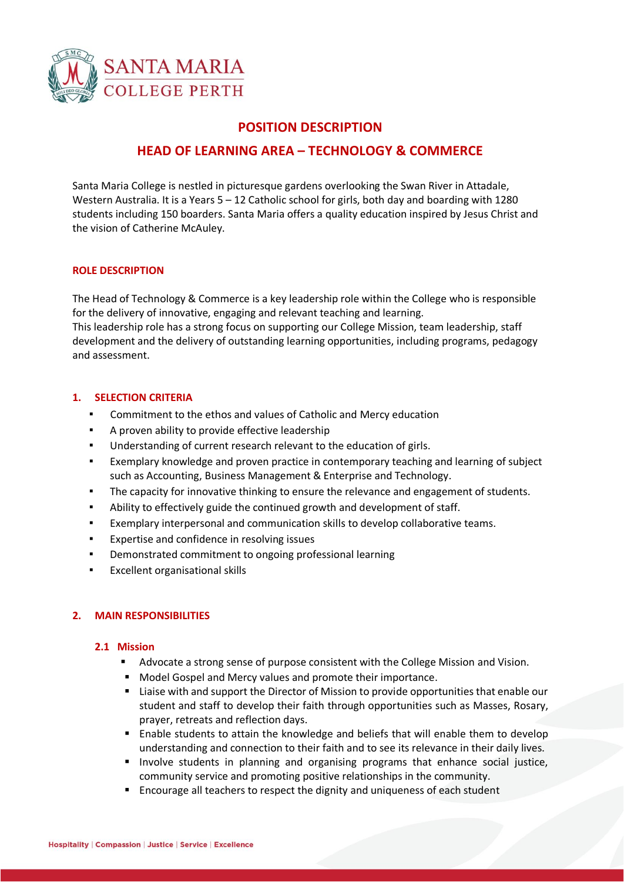# POSITION DESCRIPTION

## HEAD OF LEARNING AREA – TECHNOLOGY & COMMERCE

Santa Maria College is nestled in picturesque gardens overlooking the Swan River in Attadale, Western Australia. It is a Years 5 – 12 Catholic school for girls, both day and boarding with 1280 students including 150 boarders. Santa Maria offers a quality education inspired by Jesus Christ and the vision of Catherine McAuley.

### ROLE DESCRIPTION

The Head of Technology & Commerce is a key leadership role within the College who is responsible for the delivery of innovative, engaging and relevant teaching and learning.
This leadership role has a strong focus on supporting our College Mission, team leadership, staff development and the delivery of outstanding learning opportunities, including programs, pedagogy and assessment.

### 1. SELECTION CRITERIA

- Commitment to the ethos and values of Catholic and Mercy education
- A proven ability to provide effective leadership
- Understanding of current research relevant to the education of girls.
- Exemplary knowledge and proven practice in contemporary teaching and learning of subject such as Accounting, Business Management & Enterprise and Technology.
- The capacity for innovative thinking to ensure the relevance and engagement of students.
- Ability to effectively guide the continued growth and development of staff.
- Exemplary interpersonal and communication skills to develop collaborative teams.
- Expertise and confidence in resolving issues
- Demonstrated commitment to ongoing professional learning
- Excellent organisational skills

### 2. MAIN RESPONSIBILITIES

#### 2.1 Mission

- Advocate a strong sense of purpose consistent with the College Mission and Vision.
- Model Gospel and Mercy values and promote their importance.
- Liaise with and support the Director of Mission to provide opportunities that enable our student and staff to develop their faith through opportunities such as Masses, Rosary, prayer, retreats and reflection days.
- Enable students to attain the knowledge and beliefs that will enable them to develop understanding and connection to their faith and to see its relevance in their daily lives.
- Involve students in planning and organising programs that enhance social justice, community service and promoting positive relationships in the community.
- Encourage all teachers to respect the dignity and uniqueness of each student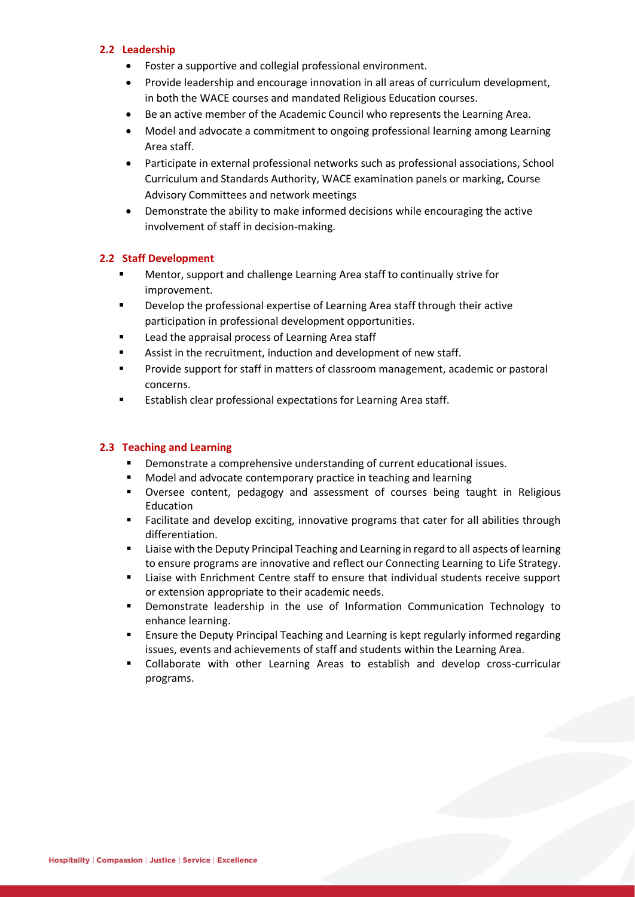### 2.2 Leadership

- Foster a supportive and collegial professional environment.
- Provide leadership and encourage innovation in all areas of curriculum development, in both the WACE courses and mandated Religious Education courses.
- Be an active member of the Academic Council who represents the Learning Area.
- Model and advocate a commitment to ongoing professional learning among Learning Area staff.
- Participate in external professional networks such as professional associations, School Curriculum and Standards Authority, WACE examination panels or marking, Course Advisory Committees and network meetings
- Demonstrate the ability to make informed decisions while encouraging the active involvement of staff in decision-making.

### 2.2 Staff Development

- Mentor, support and challenge Learning Area staff to continually strive for improvement.
- Develop the professional expertise of Learning Area staff through their active participation in professional development opportunities.
- Lead the appraisal process of Learning Area staff
- Assist in the recruitment, induction and development of new staff.
- Provide support for staff in matters of classroom management, academic or pastoral concerns.
- Establish clear professional expectations for Learning Area staff.

### 2.3 Teaching and Learning

- Demonstrate a comprehensive understanding of current educational issues.
- Model and advocate contemporary practice in teaching and learning
- Oversee content, pedagogy and assessment of courses being taught in Religious Education
- Facilitate and develop exciting, innovative programs that cater for all abilities through differentiation.
- Liaise with the Deputy Principal Teaching and Learning in regard to all aspects of learning to ensure programs are innovative and reflect our Connecting Learning to Life Strategy.
- Liaise with Enrichment Centre staff to ensure that individual students receive support or extension appropriate to their academic needs.
- Demonstrate leadership in the use of Information Communication Technology to enhance learning.
- Ensure the Deputy Principal Teaching and Learning is kept regularly informed regarding issues, events and achievements of staff and students within the Learning Area.
- Collaborate with other Learning Areas to establish and develop cross-curricular programs.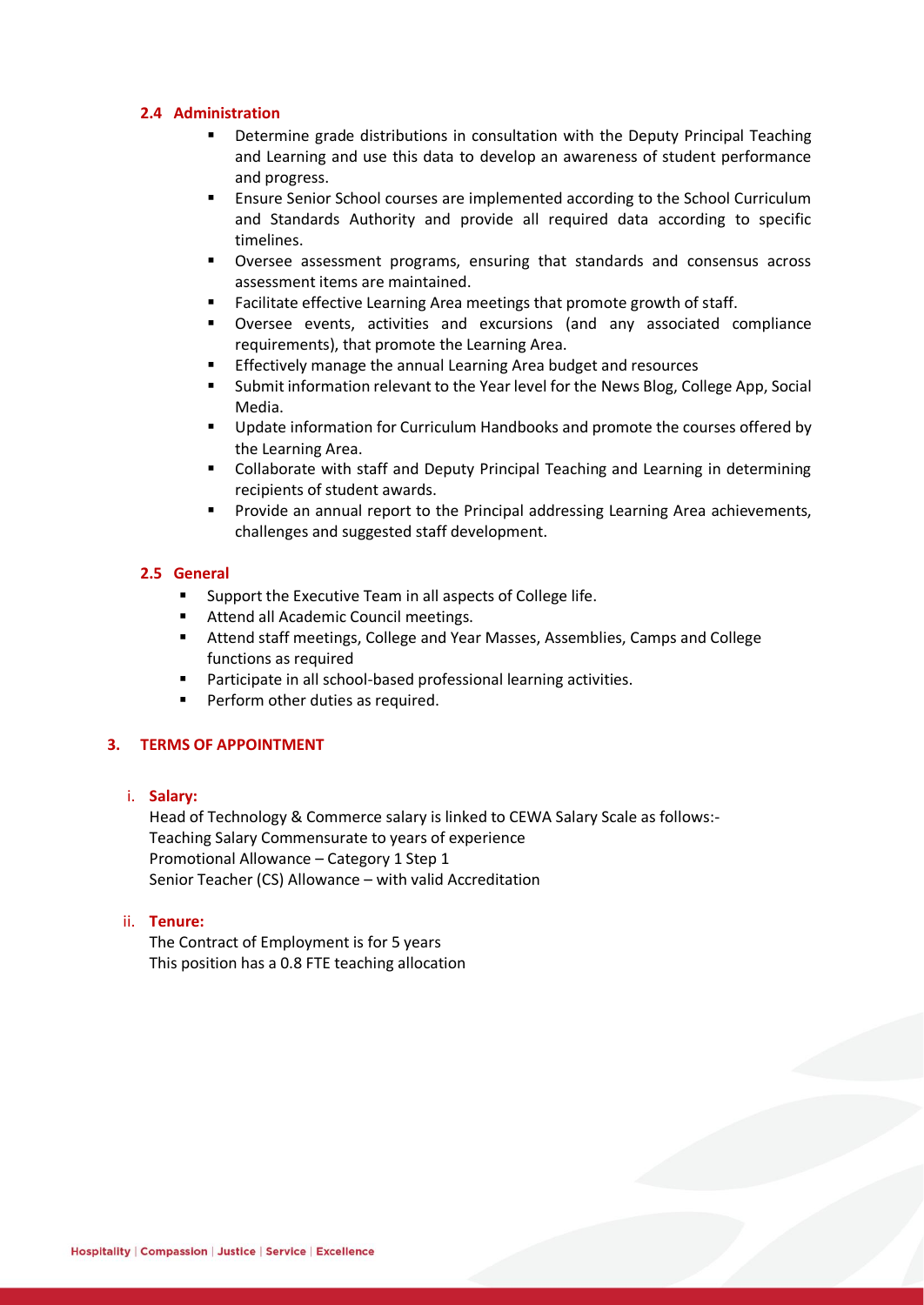### 2.4 Administration

- Determine grade distributions in consultation with the Deputy Principal Teaching and Learning and use this data to develop an awareness of student performance and progress.
- Ensure Senior School courses are implemented according to the School Curriculum and Standards Authority and provide all required data according to specific timelines.
- Oversee assessment programs, ensuring that standards and consensus across assessment items are maintained.
- Facilitate effective Learning Area meetings that promote growth of staff.
- Oversee events, activities and excursions (and any associated compliance requirements), that promote the Learning Area.
- Effectively manage the annual Learning Area budget and resources
- Submit information relevant to the Year level for the News Blog, College App, Social Media.
- Update information for Curriculum Handbooks and promote the courses offered by the Learning Area.
- Collaborate with staff and Deputy Principal Teaching and Learning in determining recipients of student awards.
- Provide an annual report to the Principal addressing Learning Area achievements, challenges and suggested staff development.

### 2.5 General

- Support the Executive Team in all aspects of College life.
- Attend all Academic Council meetings.
- Attend staff meetings, College and Year Masses, Assemblies, Camps and College functions as required
- Participate in all school-based professional learning activities.
- Perform other duties as required.

## 3. TERMS OF APPOINTMENT

i. **Salary:**

Head of Technology & Commerce salary is linked to CEWA Salary Scale as follows:-
Teaching Salary Commensurate to years of experience
Promotional Allowance – Category 1 Step 1
Senior Teacher (CS) Allowance – with valid Accreditation

ii. **Tenure:**

The Contract of Employment is for 5 years
This position has a 0.8 FTE teaching allocation